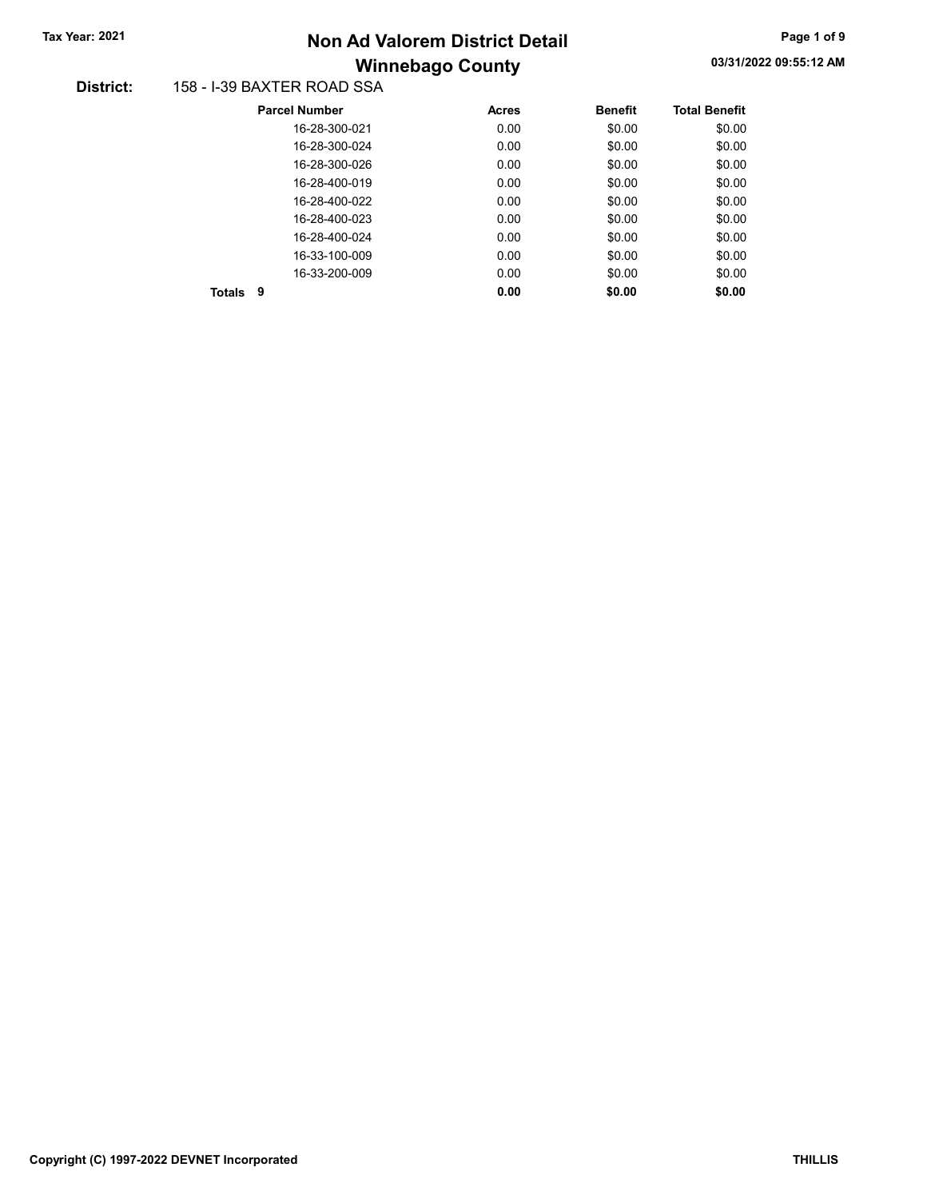# Non Ad Valorem District Detail

## Winnebago County

**Tax Year: 2021**

03/31/2022 09:55:12 AM

**District:** 158 - I-39 BAXTER ROAD SSA

| Parcel Number | Acres | Benefit | Total Benefit |
|---|---|---|---|
| 16-28-300-021 | 0.00 | $0.00 | $0.00 |
| 16-28-300-024 | 0.00 | $0.00 | $0.00 |
| 16-28-300-026 | 0.00 | $0.00 | $0.00 |
| 16-28-400-019 | 0.00 | $0.00 | $0.00 |
| 16-28-400-022 | 0.00 | $0.00 | $0.00 |
| 16-28-400-023 | 0.00 | $0.00 | $0.00 |
| 16-28-400-024 | 0.00 | $0.00 | $0.00 |
| 16-33-100-009 | 0.00 | $0.00 | $0.00 |
| 16-33-200-009 | 0.00 | $0.00 | $0.00 |
| **Totals 9** | **0.00** | **$0.00** | **$0.00** |

Copyright (C) 1997-2022 DEVNET Incorporated

THILLIS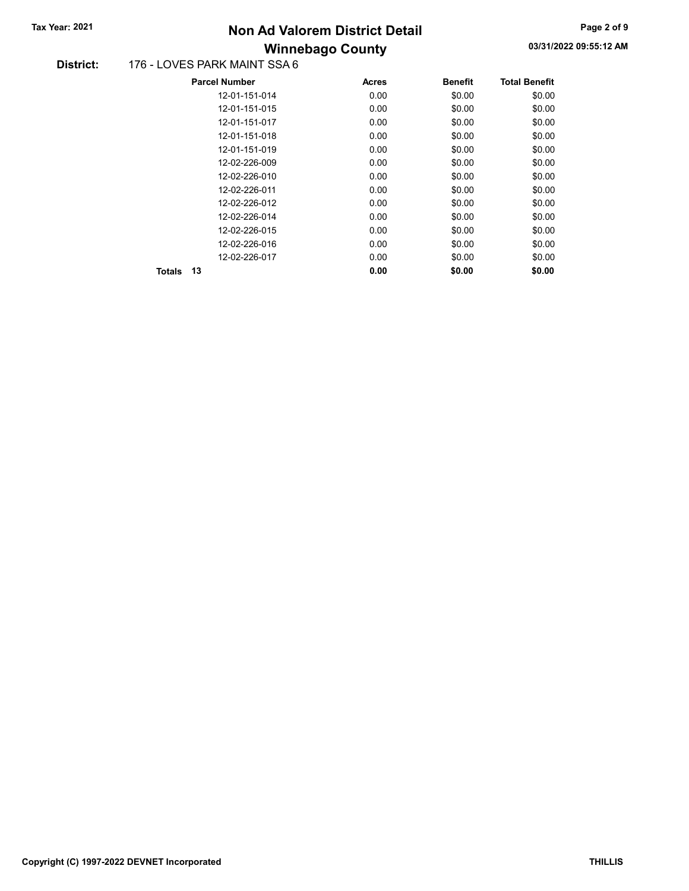# Non Ad Valorem District Detail

## Winnebago County

**Tax Year: 2021**

03/31/2022 09:55:12 AM

**District:** 176 - LOVES PARK MAINT SSA 6

| Parcel Number | Acres | Benefit | Total Benefit |
|---|---|---|---|
| 12-01-151-014 | 0.00 | $0.00 | $0.00 |
| 12-01-151-015 | 0.00 | $0.00 | $0.00 |
| 12-01-151-017 | 0.00 | $0.00 | $0.00 |
| 12-01-151-018 | 0.00 | $0.00 | $0.00 |
| 12-01-151-019 | 0.00 | $0.00 | $0.00 |
| 12-02-226-009 | 0.00 | $0.00 | $0.00 |
| 12-02-226-010 | 0.00 | $0.00 | $0.00 |
| 12-02-226-011 | 0.00 | $0.00 | $0.00 |
| 12-02-226-012 | 0.00 | $0.00 | $0.00 |
| 12-02-226-014 | 0.00 | $0.00 | $0.00 |
| 12-02-226-015 | 0.00 | $0.00 | $0.00 |
| 12-02-226-016 | 0.00 | $0.00 | $0.00 |
| 12-02-226-017 | 0.00 | $0.00 | $0.00 |
| **Totals 13** | **0.00** | **$0.00** | **$0.00** |

Copyright (C) 1997-2022 DEVNET Incorporated

THILLIS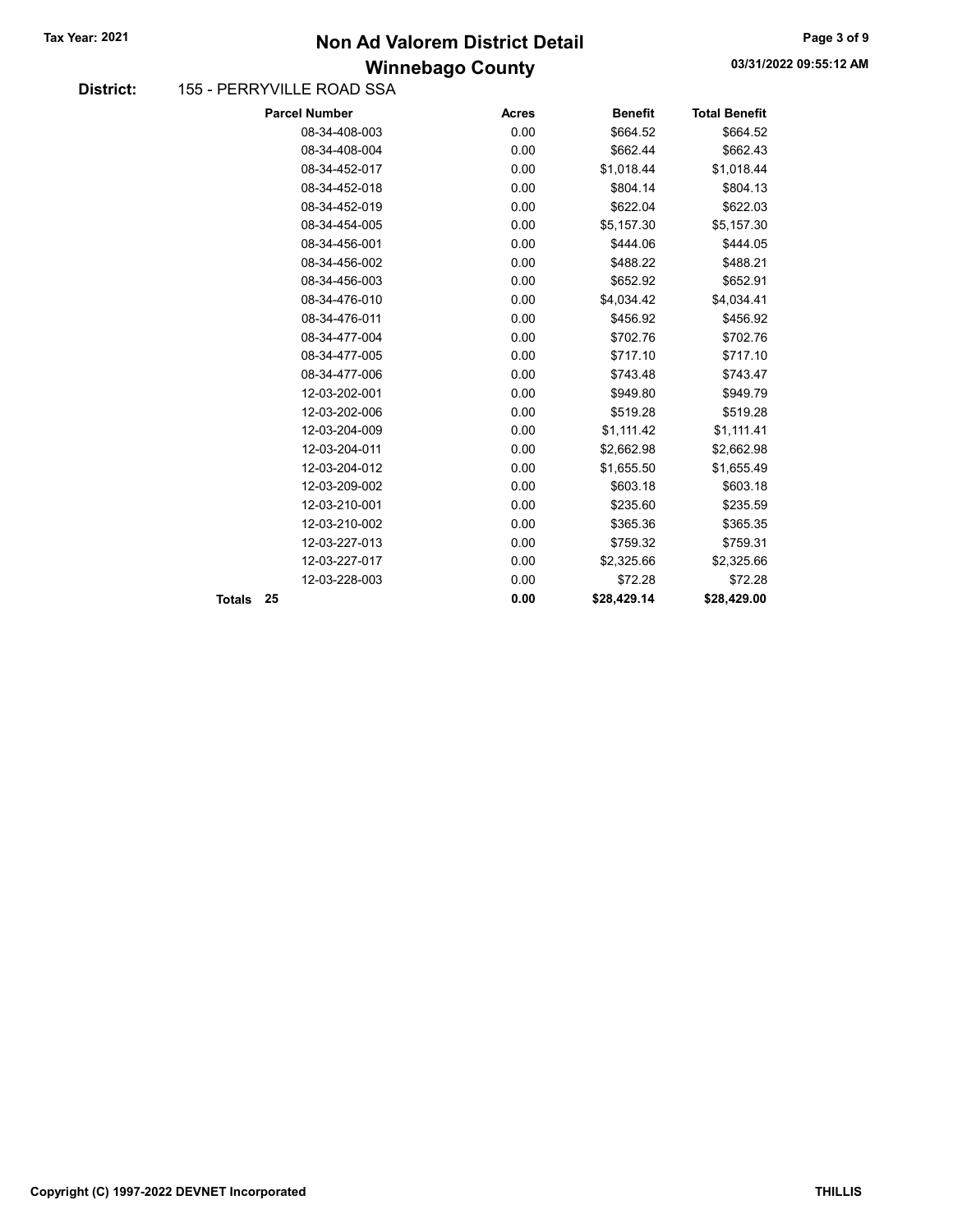# Non Ad Valorem District Detail

## Winnebago County

Tax Year: 2021

03/31/2022 09:55:12 AM

**District:** 155 - PERRYVILLE ROAD SSA

| Parcel Number | Acres | Benefit | Total Benefit |
|---|---|---|---|
| 08-34-408-003 | 0.00 | $664.52 | $664.52 |
| 08-34-408-004 | 0.00 | $662.44 | $662.43 |
| 08-34-452-017 | 0.00 | $1,018.44 | $1,018.44 |
| 08-34-452-018 | 0.00 | $804.14 | $804.13 |
| 08-34-452-019 | 0.00 | $622.04 | $622.03 |
| 08-34-454-005 | 0.00 | $5,157.30 | $5,157.30 |
| 08-34-456-001 | 0.00 | $444.06 | $444.05 |
| 08-34-456-002 | 0.00 | $488.22 | $488.21 |
| 08-34-456-003 | 0.00 | $652.92 | $652.91 |
| 08-34-476-010 | 0.00 | $4,034.42 | $4,034.41 |
| 08-34-476-011 | 0.00 | $456.92 | $456.92 |
| 08-34-477-004 | 0.00 | $702.76 | $702.76 |
| 08-34-477-005 | 0.00 | $717.10 | $717.10 |
| 08-34-477-006 | 0.00 | $743.48 | $743.47 |
| 12-03-202-001 | 0.00 | $949.80 | $949.79 |
| 12-03-202-006 | 0.00 | $519.28 | $519.28 |
| 12-03-204-009 | 0.00 | $1,111.42 | $1,111.41 |
| 12-03-204-011 | 0.00 | $2,662.98 | $2,662.98 |
| 12-03-204-012 | 0.00 | $1,655.50 | $1,655.49 |
| 12-03-209-002 | 0.00 | $603.18 | $603.18 |
| 12-03-210-001 | 0.00 | $235.60 | $235.59 |
| 12-03-210-002 | 0.00 | $365.36 | $365.35 |
| 12-03-227-013 | 0.00 | $759.32 | $759.31 |
| 12-03-227-017 | 0.00 | $2,325.66 | $2,325.66 |
| 12-03-228-003 | 0.00 | $72.28 | $72.28 |
| **Totals 25** | **0.00** | **$28,429.14** | **$28,429.00** |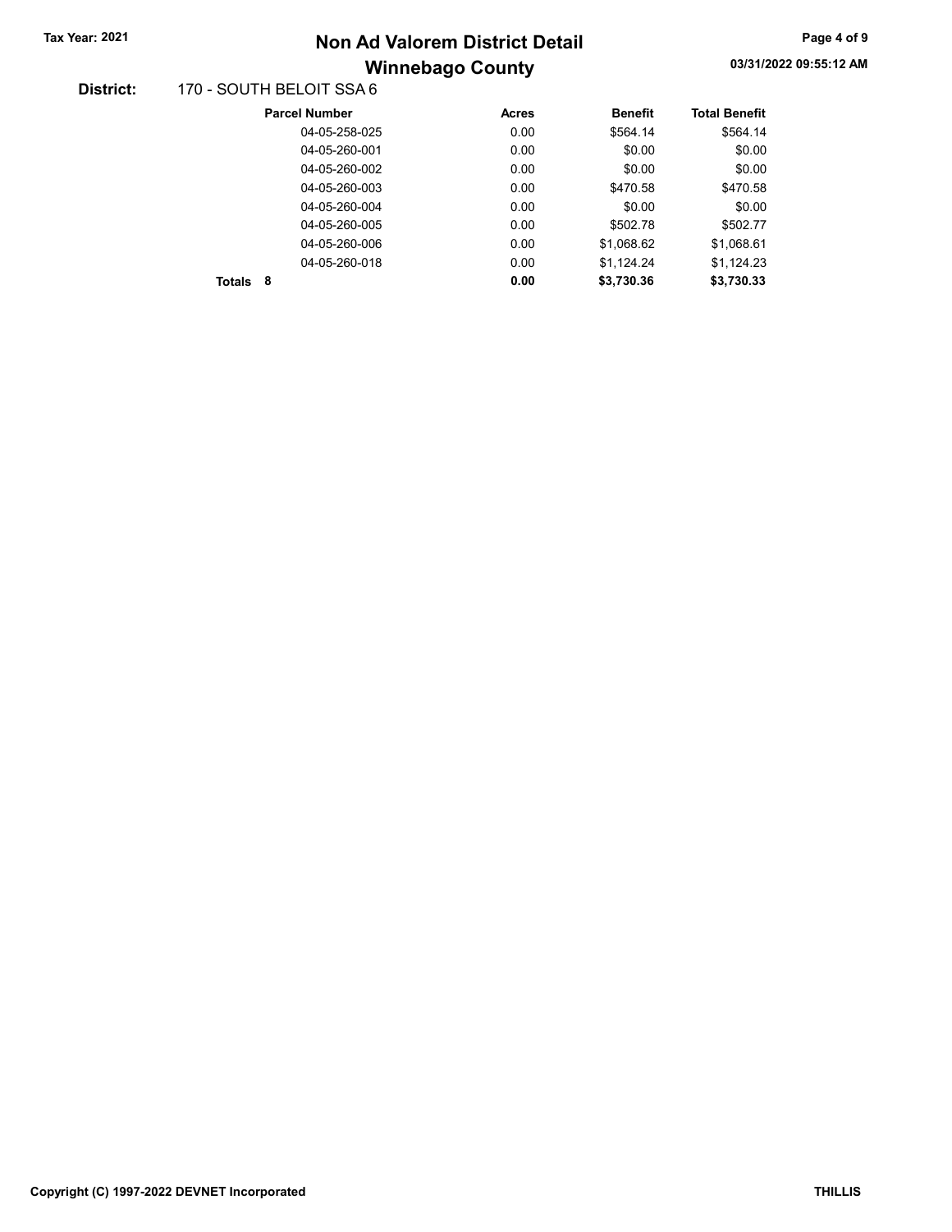# Non Ad Valorem District Detail

## Winnebago County

**Tax Year: 2021**

**District:** 170 - SOUTH BELOIT SSA 6

| Parcel Number | Acres | Benefit | Total Benefit |
|---|---|---|---|
| 04-05-258-025 | 0.00 | $564.14 | $564.14 |
| 04-05-260-001 | 0.00 | $0.00 | $0.00 |
| 04-05-260-002 | 0.00 | $0.00 | $0.00 |
| 04-05-260-003 | 0.00 | $470.58 | $470.58 |
| 04-05-260-004 | 0.00 | $0.00 | $0.00 |
| 04-05-260-005 | 0.00 | $502.78 | $502.77 |
| 04-05-260-006 | 0.00 | $1,068.62 | $1,068.61 |
| 04-05-260-018 | 0.00 | $1,124.24 | $1,124.23 |
| **Totals 8** | **0.00** | **$3,730.36** | **$3,730.33** |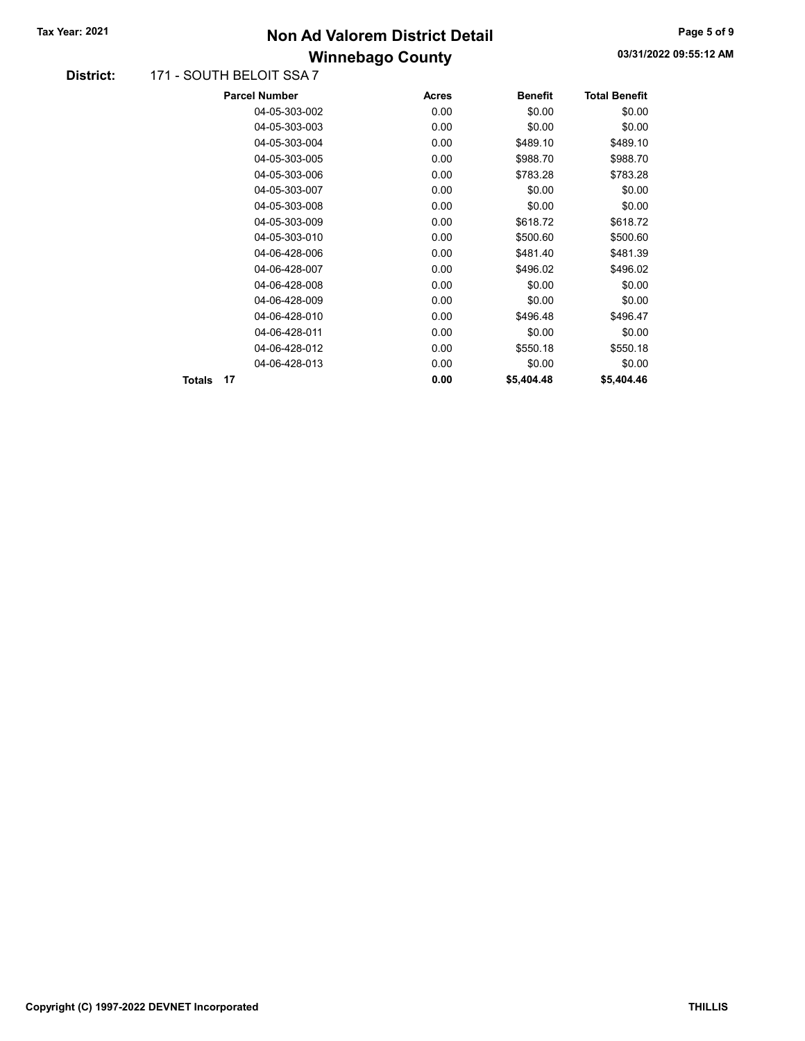# Non Ad Valorem District Detail

## Winnebago County

**Tax Year: 2021**

03/31/2022 09:55:12 AM

**District:** 171 - SOUTH BELOIT SSA 7

| Parcel Number | Acres | Benefit | Total Benefit |
|---|---|---|---|
| 04-05-303-002 | 0.00 | $0.00 | $0.00 |
| 04-05-303-003 | 0.00 | $0.00 | $0.00 |
| 04-05-303-004 | 0.00 | $489.10 | $489.10 |
| 04-05-303-005 | 0.00 | $988.70 | $988.70 |
| 04-05-303-006 | 0.00 | $783.28 | $783.28 |
| 04-05-303-007 | 0.00 | $0.00 | $0.00 |
| 04-05-303-008 | 0.00 | $0.00 | $0.00 |
| 04-05-303-009 | 0.00 | $618.72 | $618.72 |
| 04-05-303-010 | 0.00 | $500.60 | $500.60 |
| 04-06-428-006 | 0.00 | $481.40 | $481.39 |
| 04-06-428-007 | 0.00 | $496.02 | $496.02 |
| 04-06-428-008 | 0.00 | $0.00 | $0.00 |
| 04-06-428-009 | 0.00 | $0.00 | $0.00 |
| 04-06-428-010 | 0.00 | $496.48 | $496.47 |
| 04-06-428-011 | 0.00 | $0.00 | $0.00 |
| 04-06-428-012 | 0.00 | $550.18 | $550.18 |
| 04-06-428-013 | 0.00 | $0.00 | $0.00 |
| **Totals 17** | **0.00** | **$5,404.48** | **$5,404.46** |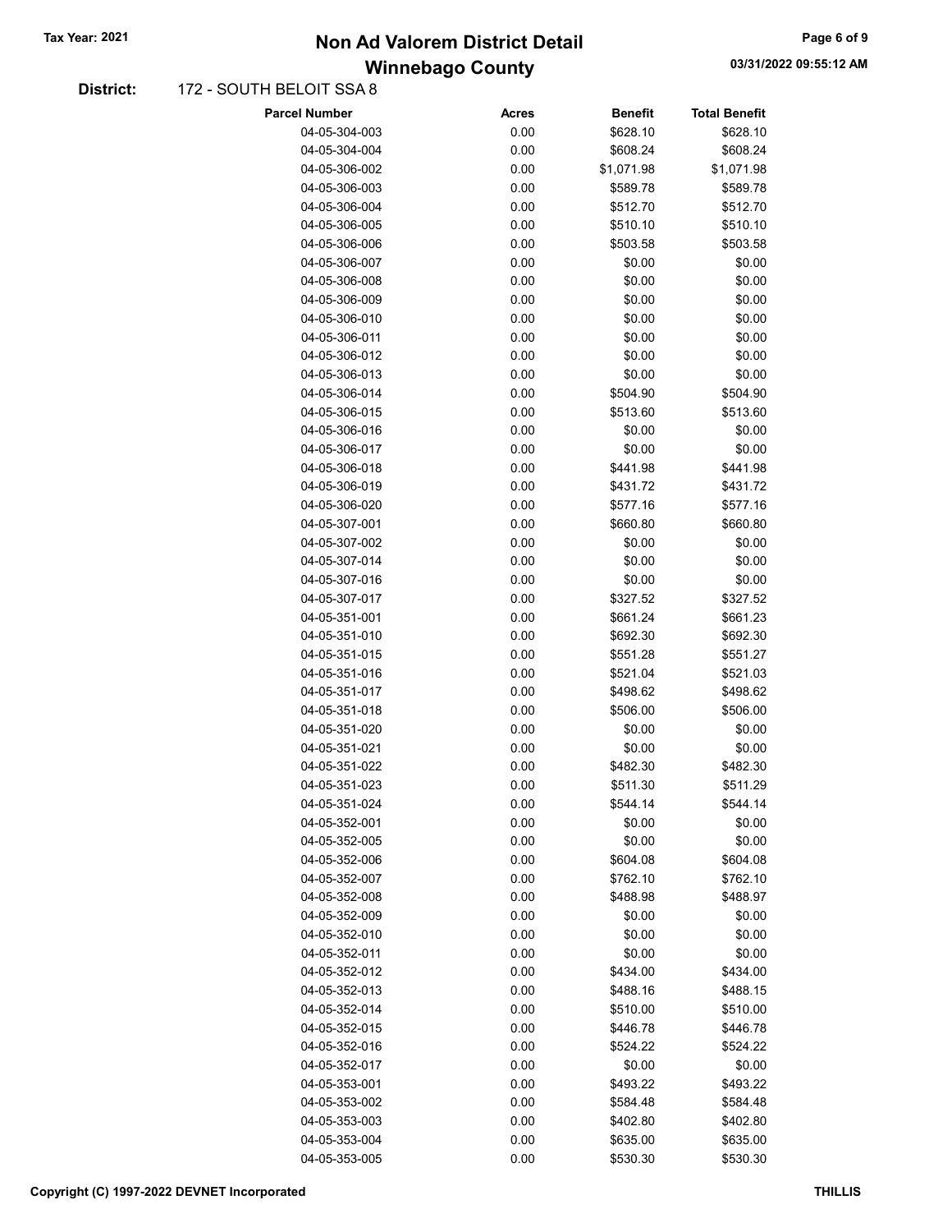# Non Ad Valorem District Detail

## Winnebago County

Tax Year: 2021

**District:** 172 - SOUTH BELOIT SSA 8

| Parcel Number | Acres | Benefit | Total Benefit |
|---|---|---|---|
| 04-05-304-003 | 0.00 | $628.10 | $628.10 |
| 04-05-304-004 | 0.00 | $608.24 | $608.24 |
| 04-05-306-002 | 0.00 | $1,071.98 | $1,071.98 |
| 04-05-306-003 | 0.00 | $589.78 | $589.78 |
| 04-05-306-004 | 0.00 | $512.70 | $512.70 |
| 04-05-306-005 | 0.00 | $510.10 | $510.10 |
| 04-05-306-006 | 0.00 | $503.58 | $503.58 |
| 04-05-306-007 | 0.00 | $0.00 | $0.00 |
| 04-05-306-008 | 0.00 | $0.00 | $0.00 |
| 04-05-306-009 | 0.00 | $0.00 | $0.00 |
| 04-05-306-010 | 0.00 | $0.00 | $0.00 |
| 04-05-306-011 | 0.00 | $0.00 | $0.00 |
| 04-05-306-012 | 0.00 | $0.00 | $0.00 |
| 04-05-306-013 | 0.00 | $0.00 | $0.00 |
| 04-05-306-014 | 0.00 | $504.90 | $504.90 |
| 04-05-306-015 | 0.00 | $513.60 | $513.60 |
| 04-05-306-016 | 0.00 | $0.00 | $0.00 |
| 04-05-306-017 | 0.00 | $0.00 | $0.00 |
| 04-05-306-018 | 0.00 | $441.98 | $441.98 |
| 04-05-306-019 | 0.00 | $431.72 | $431.72 |
| 04-05-306-020 | 0.00 | $577.16 | $577.16 |
| 04-05-307-001 | 0.00 | $660.80 | $660.80 |
| 04-05-307-002 | 0.00 | $0.00 | $0.00 |
| 04-05-307-014 | 0.00 | $0.00 | $0.00 |
| 04-05-307-016 | 0.00 | $0.00 | $0.00 |
| 04-05-307-017 | 0.00 | $327.52 | $327.52 |
| 04-05-351-001 | 0.00 | $661.24 | $661.23 |
| 04-05-351-010 | 0.00 | $692.30 | $692.30 |
| 04-05-351-015 | 0.00 | $551.28 | $551.27 |
| 04-05-351-016 | 0.00 | $521.04 | $521.03 |
| 04-05-351-017 | 0.00 | $498.62 | $498.62 |
| 04-05-351-018 | 0.00 | $506.00 | $506.00 |
| 04-05-351-020 | 0.00 | $0.00 | $0.00 |
| 04-05-351-021 | 0.00 | $0.00 | $0.00 |
| 04-05-351-022 | 0.00 | $482.30 | $482.30 |
| 04-05-351-023 | 0.00 | $511.30 | $511.29 |
| 04-05-351-024 | 0.00 | $544.14 | $544.14 |
| 04-05-352-001 | 0.00 | $0.00 | $0.00 |
| 04-05-352-005 | 0.00 | $0.00 | $0.00 |
| 04-05-352-006 | 0.00 | $604.08 | $604.08 |
| 04-05-352-007 | 0.00 | $762.10 | $762.10 |
| 04-05-352-008 | 0.00 | $488.98 | $488.97 |
| 04-05-352-009 | 0.00 | $0.00 | $0.00 |
| 04-05-352-010 | 0.00 | $0.00 | $0.00 |
| 04-05-352-011 | 0.00 | $0.00 | $0.00 |
| 04-05-352-012 | 0.00 | $434.00 | $434.00 |
| 04-05-352-013 | 0.00 | $488.16 | $488.15 |
| 04-05-352-014 | 0.00 | $510.00 | $510.00 |
| 04-05-352-015 | 0.00 | $446.78 | $446.78 |
| 04-05-352-016 | 0.00 | $524.22 | $524.22 |
| 04-05-352-017 | 0.00 | $0.00 | $0.00 |
| 04-05-353-001 | 0.00 | $493.22 | $493.22 |
| 04-05-353-002 | 0.00 | $584.48 | $584.48 |
| 04-05-353-003 | 0.00 | $402.80 | $402.80 |
| 04-05-353-004 | 0.00 | $635.00 | $635.00 |
| 04-05-353-005 | 0.00 | $530.30 | $530.30 |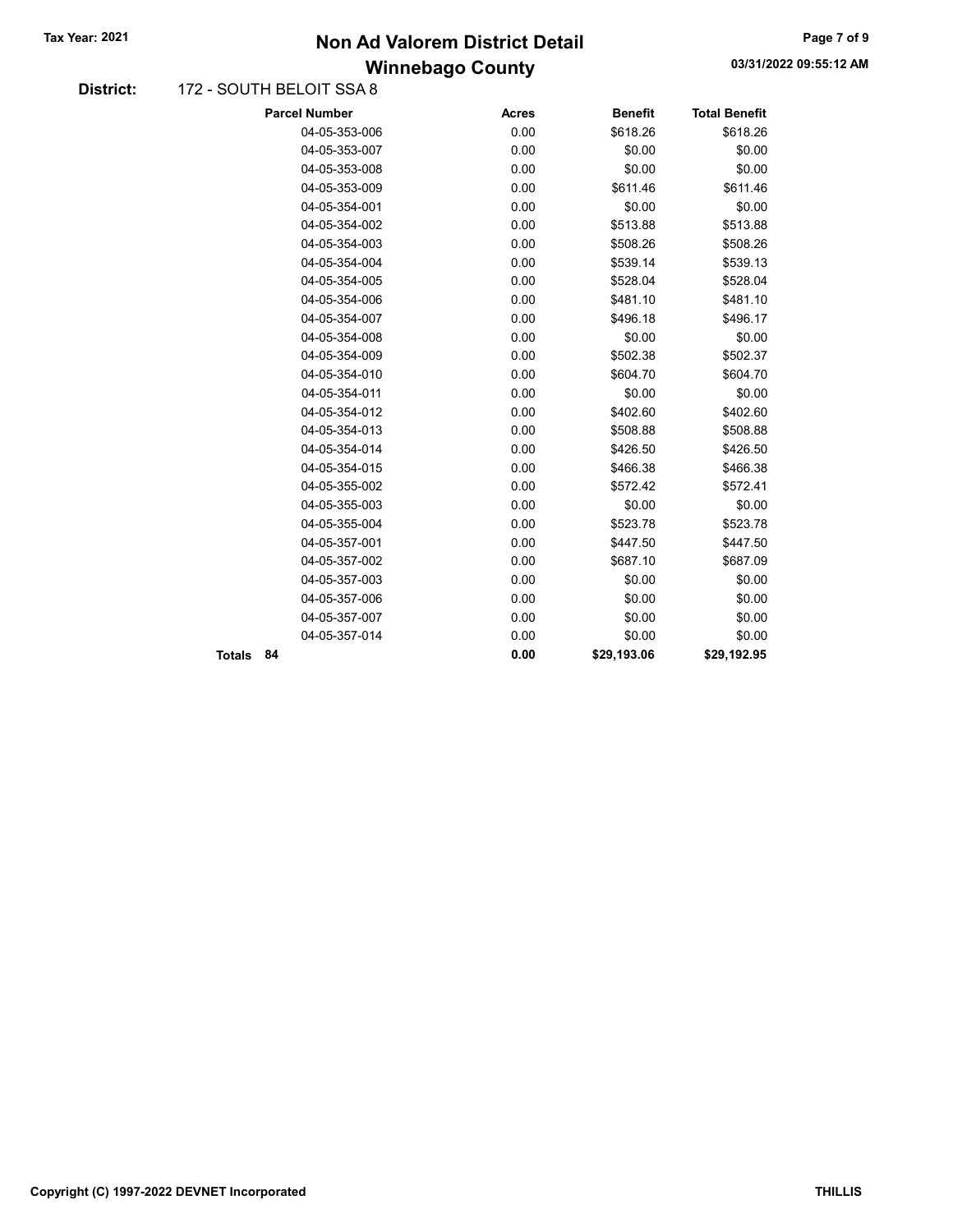# Non Ad Valorem District Detail

# Winnebago County

Tax Year: 2021

03/31/2022 09:55:12 AM

**District:** 172 - SOUTH BELOIT SSA 8

| Parcel Number | Acres | Benefit | Total Benefit |
|---|---|---|---|
| 04-05-353-006 | 0.00 | $618.26 | $618.26 |
| 04-05-353-007 | 0.00 | $0.00 | $0.00 |
| 04-05-353-008 | 0.00 | $0.00 | $0.00 |
| 04-05-353-009 | 0.00 | $611.46 | $611.46 |
| 04-05-354-001 | 0.00 | $0.00 | $0.00 |
| 04-05-354-002 | 0.00 | $513.88 | $513.88 |
| 04-05-354-003 | 0.00 | $508.26 | $508.26 |
| 04-05-354-004 | 0.00 | $539.14 | $539.13 |
| 04-05-354-005 | 0.00 | $528.04 | $528.04 |
| 04-05-354-006 | 0.00 | $481.10 | $481.10 |
| 04-05-354-007 | 0.00 | $496.18 | $496.17 |
| 04-05-354-008 | 0.00 | $0.00 | $0.00 |
| 04-05-354-009 | 0.00 | $502.38 | $502.37 |
| 04-05-354-010 | 0.00 | $604.70 | $604.70 |
| 04-05-354-011 | 0.00 | $0.00 | $0.00 |
| 04-05-354-012 | 0.00 | $402.60 | $402.60 |
| 04-05-354-013 | 0.00 | $508.88 | $508.88 |
| 04-05-354-014 | 0.00 | $426.50 | $426.50 |
| 04-05-354-015 | 0.00 | $466.38 | $466.38 |
| 04-05-355-002 | 0.00 | $572.42 | $572.41 |
| 04-05-355-003 | 0.00 | $0.00 | $0.00 |
| 04-05-355-004 | 0.00 | $523.78 | $523.78 |
| 04-05-357-001 | 0.00 | $447.50 | $447.50 |
| 04-05-357-002 | 0.00 | $687.10 | $687.09 |
| 04-05-357-003 | 0.00 | $0.00 | $0.00 |
| 04-05-357-006 | 0.00 | $0.00 | $0.00 |
| 04-05-357-007 | 0.00 | $0.00 | $0.00 |
| 04-05-357-014 | 0.00 | $0.00 | $0.00 |
| **Totals 84** | **0.00** | **$29,193.06** | **$29,192.95** |

Copyright (C) 1997-2022 DEVNET Incorporated

THILLIS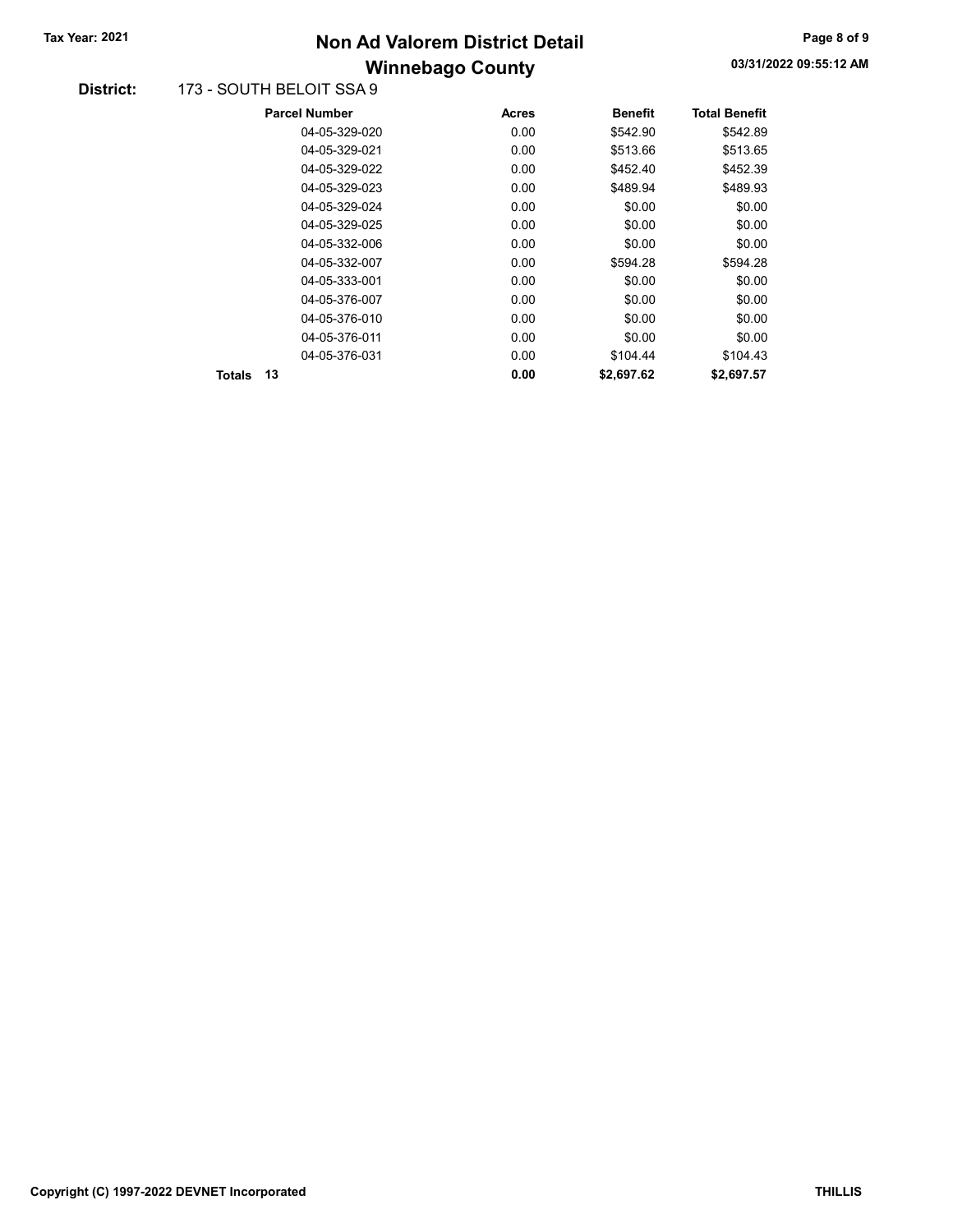**Tax Year: 2021**

# Non Ad Valorem District Detail

## Winnebago County

03/31/2022 09:55:12 AM

**District:** 173 - SOUTH BELOIT SSA 9

| Parcel Number | Acres | Benefit | Total Benefit |
|---|---|---|---|
| 04-05-329-020 | 0.00 | $542.90 | $542.89 |
| 04-05-329-021 | 0.00 | $513.66 | $513.65 |
| 04-05-329-022 | 0.00 | $452.40 | $452.39 |
| 04-05-329-023 | 0.00 | $489.94 | $489.93 |
| 04-05-329-024 | 0.00 | $0.00 | $0.00 |
| 04-05-329-025 | 0.00 | $0.00 | $0.00 |
| 04-05-332-006 | 0.00 | $0.00 | $0.00 |
| 04-05-332-007 | 0.00 | $594.28 | $594.28 |
| 04-05-333-001 | 0.00 | $0.00 | $0.00 |
| 04-05-376-007 | 0.00 | $0.00 | $0.00 |
| 04-05-376-010 | 0.00 | $0.00 | $0.00 |
| 04-05-376-011 | 0.00 | $0.00 | $0.00 |
| 04-05-376-031 | 0.00 | $104.44 | $104.43 |
| **Totals 13** | **0.00** | **$2,697.62** | **$2,697.57** |

Copyright (C) 1997-2022 DEVNET Incorporated

THILLIS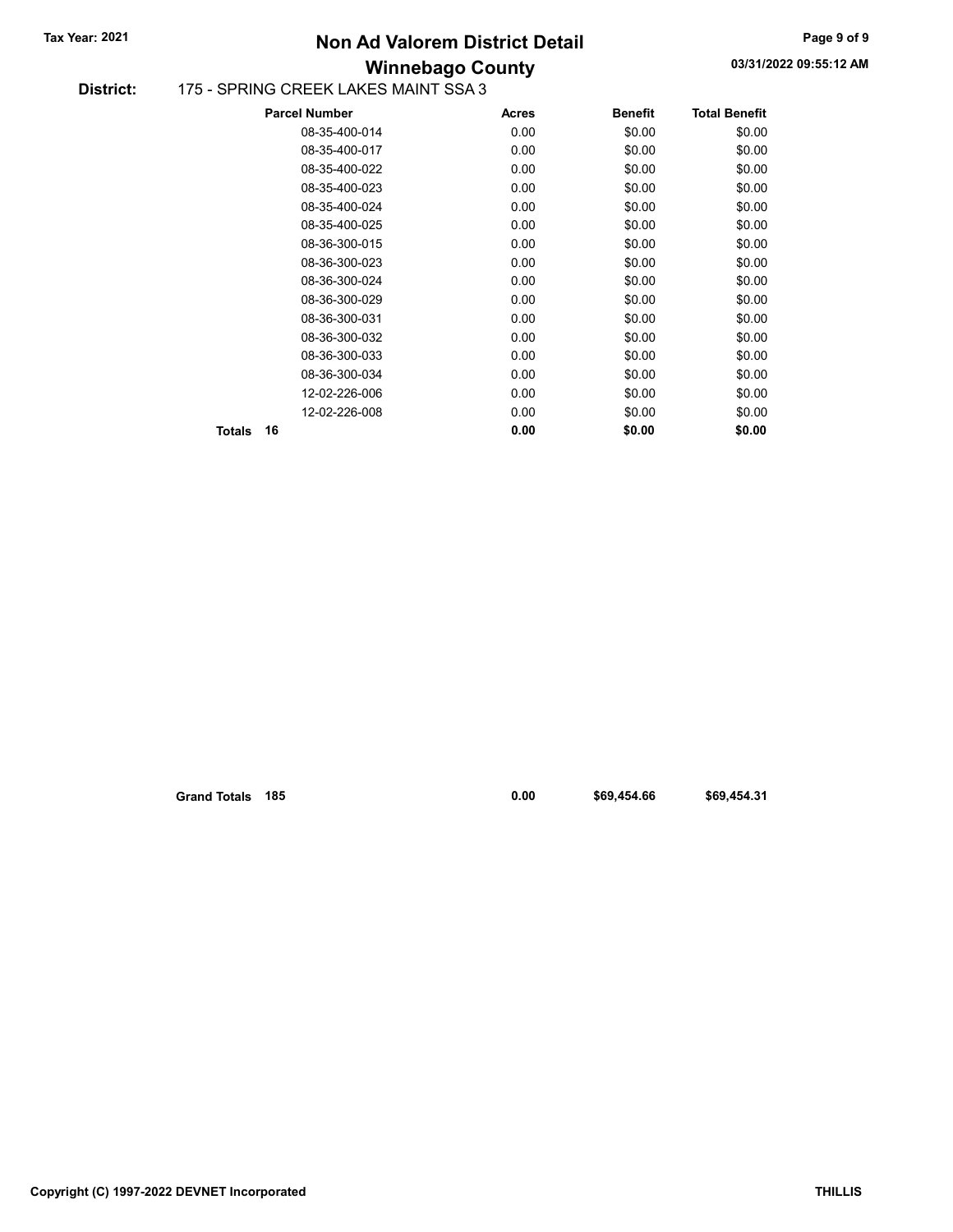**District:** 175 - SPRING CREEK LAKES MAINT SSA 3

| Parcel Number | Acres | Benefit | Total Benefit |
|---|---|---|---|
| 08-35-400-014 | 0.00 | $0.00 | $0.00 |
| 08-35-400-017 | 0.00 | $0.00 | $0.00 |
| 08-35-400-022 | 0.00 | $0.00 | $0.00 |
| 08-35-400-023 | 0.00 | $0.00 | $0.00 |
| 08-35-400-024 | 0.00 | $0.00 | $0.00 |
| 08-35-400-025 | 0.00 | $0.00 | $0.00 |
| 08-36-300-015 | 0.00 | $0.00 | $0.00 |
| 08-36-300-023 | 0.00 | $0.00 | $0.00 |
| 08-36-300-024 | 0.00 | $0.00 | $0.00 |
| 08-36-300-029 | 0.00 | $0.00 | $0.00 |
| 08-36-300-031 | 0.00 | $0.00 | $0.00 |
| 08-36-300-032 | 0.00 | $0.00 | $0.00 |
| 08-36-300-033 | 0.00 | $0.00 | $0.00 |
| 08-36-300-034 | 0.00 | $0.00 | $0.00 |
| 12-02-226-006 | 0.00 | $0.00 | $0.00 |
| 12-02-226-008 | 0.00 | $0.00 | $0.00 |
| **Totals 16** | **0.00** | **$0.00** | **$0.00** |

| | | | |
|---|---|---|---|
| **Grand Totals 185** | **0.00** | **$69,454.66** | **$69,454.31** |